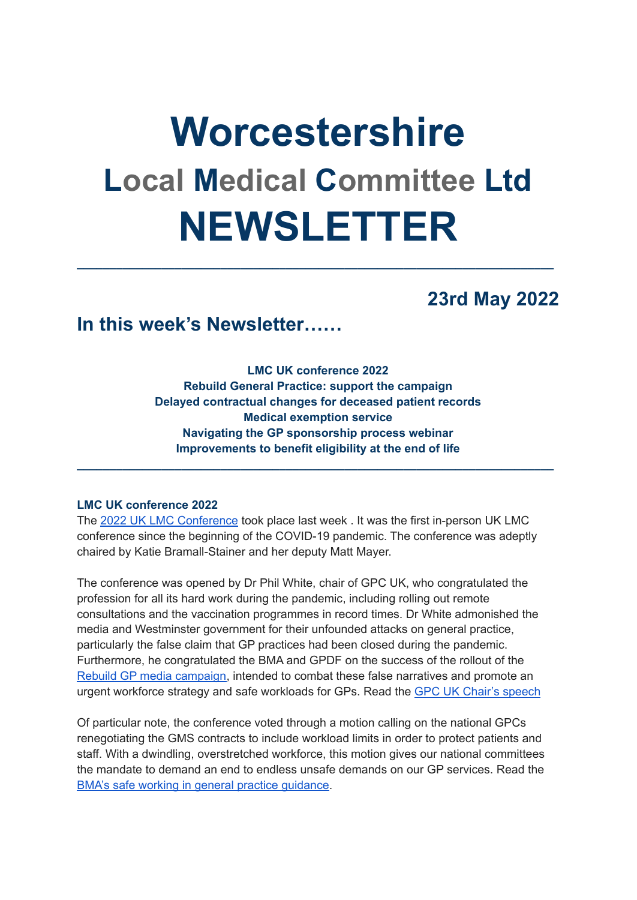# Worcestershire
## Local Medical Committee Ltd
# NEWSLETTER

---

### 23rd May 2022

## In this week's Newsletter……

**LMC UK conference 2022**
**Rebuild General Practice: support the campaign**
**Delayed contractual changes for deceased patient records**
**Medical exemption service**
**Navigating the GP sponsorship process webinar**
**Improvements to benefit eligibility at the end of life**

---

### LMC UK conference 2022

The 2022 UK LMC Conference took place last week . It was the first in-person UK LMC conference since the beginning of the COVID-19 pandemic. The conference was adeptly chaired by Katie Bramall-Stainer and her deputy Matt Mayer.

The conference was opened by Dr Phil White, chair of GPC UK, who congratulated the profession for all its hard work during the pandemic, including rolling out remote consultations and the vaccination programmes in record times. Dr White admonished the media and Westminster government for their unfounded attacks on general practice, particularly the false claim that GP practices had been closed during the pandemic. Furthermore, he congratulated the BMA and GPDF on the success of the rollout of the Rebuild GP media campaign, intended to combat these false narratives and promote an urgent workforce strategy and safe workloads for GPs. Read the GPC UK Chair's speech

Of particular note, the conference voted through a motion calling on the national GPCs renegotiating the GMS contracts to include workload limits in order to protect patients and staff. With a dwindling, overstretched workforce, this motion gives our national committees the mandate to demand an end to endless unsafe demands on our GP services. Read the BMA's safe working in general practice guidance.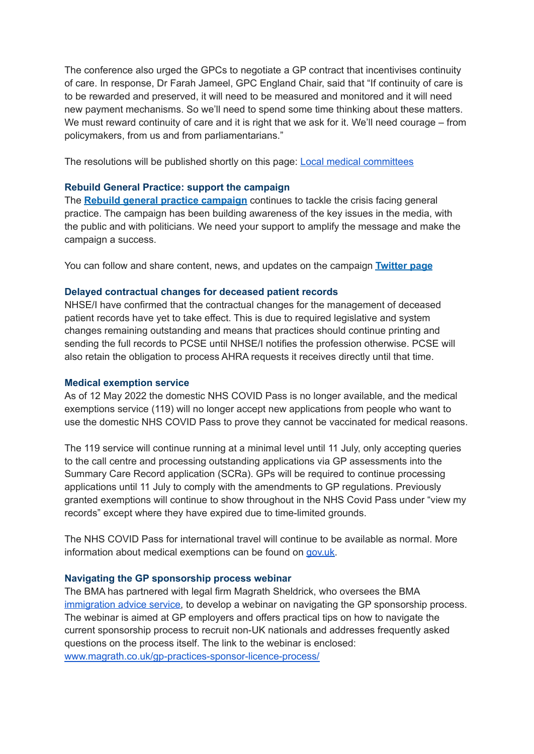The conference also urged the GPCs to negotiate a GP contract that incentivises continuity of care. In response, Dr Farah Jameel, GPC England Chair, said that "If continuity of care is to be rewarded and preserved, it will need to be measured and monitored and it will need new payment mechanisms. So we'll need to spend some time thinking about these matters. We must reward continuity of care and it is right that we ask for it. We'll need courage – from policymakers, from us and from parliamentarians."

The resolutions will be published shortly on this page: Local medical committees

### Rebuild General Practice: support the campaign

The **Rebuild general practice campaign** continues to tackle the crisis facing general practice. The campaign has been building awareness of the key issues in the media, with the public and with politicians. We need your support to amplify the message and make the campaign a success.

You can follow and share content, news, and updates on the campaign **Twitter page**

### Delayed contractual changes for deceased patient records

NHSE/I have confirmed that the contractual changes for the management of deceased patient records have yet to take effect. This is due to required legislative and system changes remaining outstanding and means that practices should continue printing and sending the full records to PCSE until NHSE/I notifies the profession otherwise. PCSE will also retain the obligation to process AHRA requests it receives directly until that time.

### Medical exemption service

As of 12 May 2022 the domestic NHS COVID Pass is no longer available, and the medical exemptions service (119) will no longer accept new applications from people who want to use the domestic NHS COVID Pass to prove they cannot be vaccinated for medical reasons.

The 119 service will continue running at a minimal level until 11 July, only accepting queries to the call centre and processing outstanding applications via GP assessments into the Summary Care Record application (SCRa). GPs will be required to continue processing applications until 11 July to comply with the amendments to GP regulations. Previously granted exemptions will continue to show throughout in the NHS Covid Pass under "view my records" except where they have expired due to time-limited grounds.

The NHS COVID Pass for international travel will continue to be available as normal. More information about medical exemptions can be found on gov.uk.

### Navigating the GP sponsorship process webinar

The BMA has partnered with legal firm Magrath Sheldrick, who oversees the BMA immigration advice service, to develop a webinar on navigating the GP sponsorship process. The webinar is aimed at GP employers and offers practical tips on how to navigate the current sponsorship process to recruit non-UK nationals and addresses frequently asked questions on the process itself. The link to the webinar is enclosed: www.magrath.co.uk/gp-practices-sponsor-licence-process/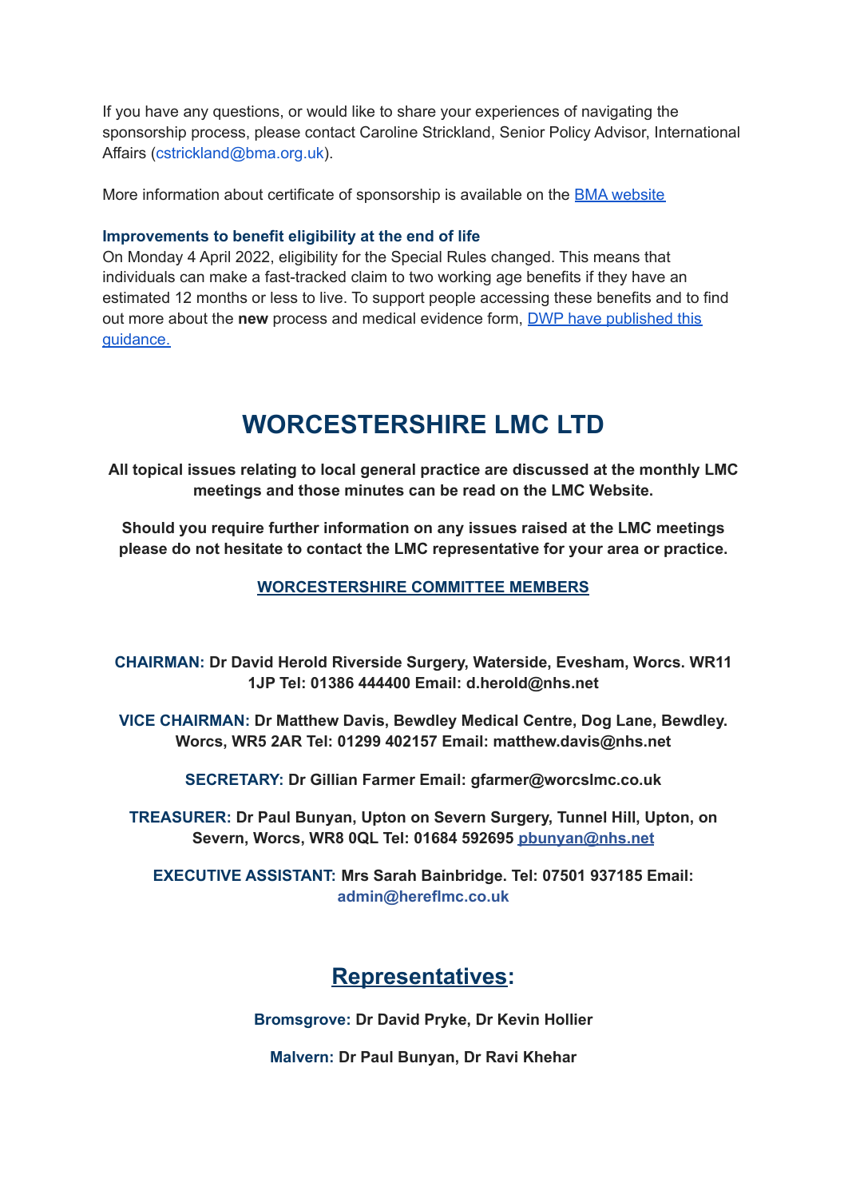If you have any questions, or would like to share your experiences of navigating the sponsorship process, please contact Caroline Strickland, Senior Policy Advisor, International Affairs (cstrickland@bma.org.uk).

More information about certificate of sponsorship is available on the [BMA website]()

### Improvements to benefit eligibility at the end of life

On Monday 4 April 2022, eligibility for the Special Rules changed. This means that individuals can make a fast-tracked claim to two working age benefits if they have an estimated 12 months or less to live. To support people accessing these benefits and to find out more about the **new** process and medical evidence form, [DWP have published this guidance.]()

# WORCESTERSHIRE LMC LTD

**All topical issues relating to local general practice are discussed at the monthly LMC meetings and those minutes can be read on the LMC Website.**

**Should you require further information on any issues raised at the LMC meetings please do not hesitate to contact the LMC representative for your area or practice.**

**[WORCESTERSHIRE COMMITTEE MEMBERS]()**

**CHAIRMAN: Dr David Herold Riverside Surgery, Waterside, Evesham, Worcs. WR11 1JP Tel: 01386 444400 Email: d.herold@nhs.net**

**VICE CHAIRMAN: Dr Matthew Davis, Bewdley Medical Centre, Dog Lane, Bewdley. Worcs, WR5 2AR Tel: 01299 402157 Email: matthew.davis@nhs.net**

**SECRETARY: Dr Gillian Farmer Email: gfarmer@worcslmc.co.uk**

**TREASURER: Dr Paul Bunyan, Upton on Severn Surgery, Tunnel Hill, Upton, on Severn, Worcs, WR8 0QL Tel: 01684 592695 [pbunyan@nhs.net]()**

**EXECUTIVE ASSISTANT: Mrs Sarah Bainbridge. Tel: 07501 937185 Email: admin@hereflmc.co.uk**

## Representatives:

**Bromsgrove: Dr David Pryke, Dr Kevin Hollier**

**Malvern: Dr Paul Bunyan, Dr Ravi Khehar**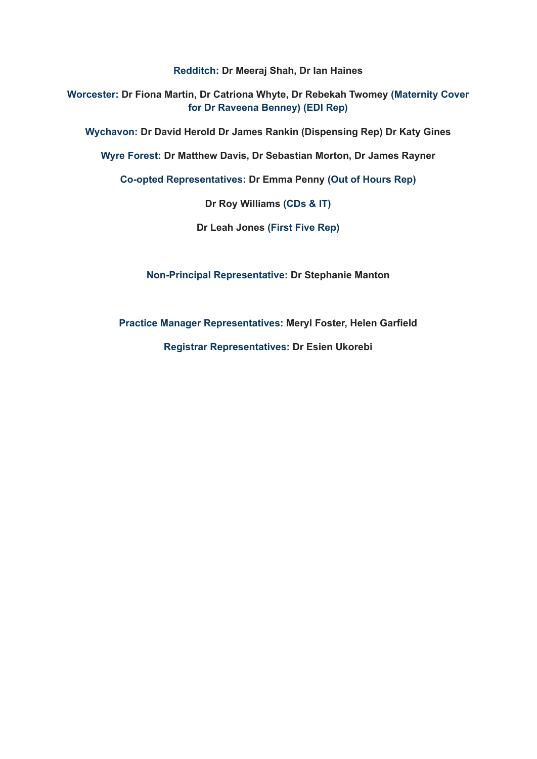**Redditch:** Dr Meeraj Shah, Dr Ian Haines

**Worcester:** Dr Fiona Martin, Dr Catriona Whyte, Dr Rebekah Twomey **(Maternity Cover for Dr Raveena Benney) (EDI Rep)**

**Wychavon:** Dr David Herold Dr James Rankin (Dispensing Rep) Dr Katy Gines

**Wyre Forest:** Dr Matthew Davis, Dr Sebastian Morton, Dr James Rayner

**Co-opted Representatives:** Dr Emma Penny **(Out of Hours Rep)**

Dr Roy Williams **(CDs & IT)**

Dr Leah Jones **(First Five Rep)**

**Non-Principal Representative:** Dr Stephanie Manton

**Practice Manager Representatives:** Meryl Foster, Helen Garfield

**Registrar Representatives:** Dr Esien Ukorebi